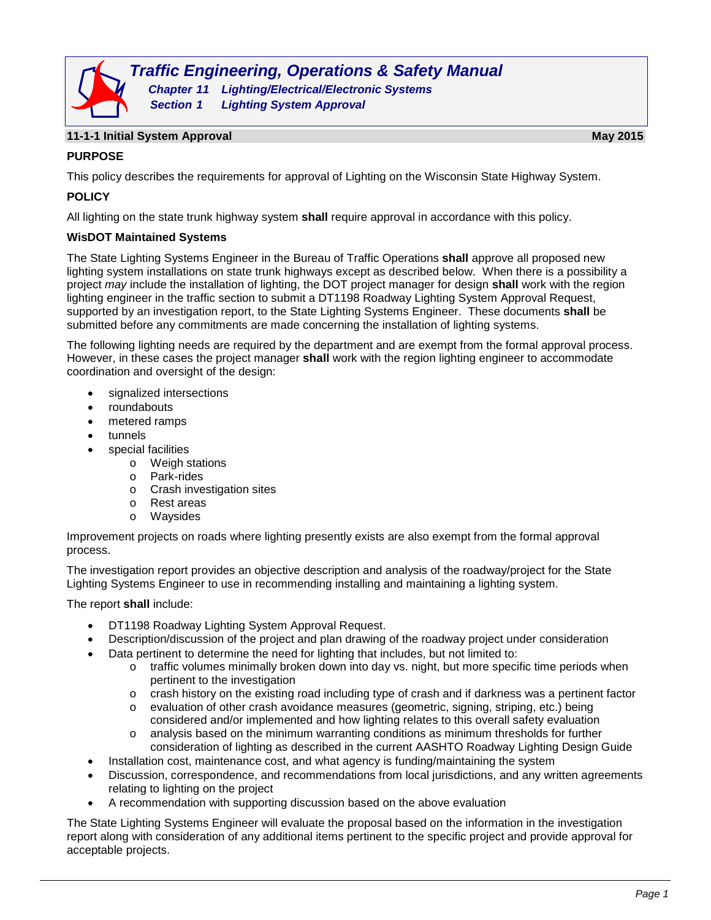# Traffic Engineering, Operations & Safety Manual

## Chapter 11 Lighting/Electrical/Electronic Systems

## Section 1 Lighting System Approval

### 11-1-1 Initial System Approval — May 2015

**PURPOSE**

This policy describes the requirements for approval of Lighting on the Wisconsin State Highway System.

**POLICY**

All lighting on the state trunk highway system **shall** require approval in accordance with this policy.

**WisDOT Maintained Systems**

The State Lighting Systems Engineer in the Bureau of Traffic Operations **shall** approve all proposed new lighting system installations on state trunk highways except as described below. When there is a possibility a project *may* include the installation of lighting, the DOT project manager for design **shall** work with the region lighting engineer in the traffic section to submit a DT1198 Roadway Lighting System Approval Request, supported by an investigation report, to the State Lighting Systems Engineer. These documents **shall** be submitted before any commitments are made concerning the installation of lighting systems.

The following lighting needs are required by the department and are exempt from the formal approval process. However, in these cases the project manager **shall** work with the region lighting engineer to accommodate coordination and oversight of the design:

- signalized intersections
- roundabouts
- metered ramps
- tunnels
- special facilities
  - Weigh stations
  - Park-rides
  - Crash investigation sites
  - Rest areas
  - Waysides

Improvement projects on roads where lighting presently exists are also exempt from the formal approval process.

The investigation report provides an objective description and analysis of the roadway/project for the State Lighting Systems Engineer to use in recommending installing and maintaining a lighting system.

The report **shall** include:

- DT1198 Roadway Lighting System Approval Request.
- Description/discussion of the project and plan drawing of the roadway project under consideration
- Data pertinent to determine the need for lighting that includes, but not limited to:
  - traffic volumes minimally broken down into day vs. night, but more specific time periods when pertinent to the investigation
  - crash history on the existing road including type of crash and if darkness was a pertinent factor
  - evaluation of other crash avoidance measures (geometric, signing, striping, etc.) being considered and/or implemented and how lighting relates to this overall safety evaluation
  - analysis based on the minimum warranting conditions as minimum thresholds for further consideration of lighting as described in the current AASHTO Roadway Lighting Design Guide
- Installation cost, maintenance cost, and what agency is funding/maintaining the system
- Discussion, correspondence, and recommendations from local jurisdictions, and any written agreements relating to lighting on the project
- A recommendation with supporting discussion based on the above evaluation

The State Lighting Systems Engineer will evaluate the proposal based on the information in the investigation report along with consideration of any additional items pertinent to the specific project and provide approval for acceptable projects.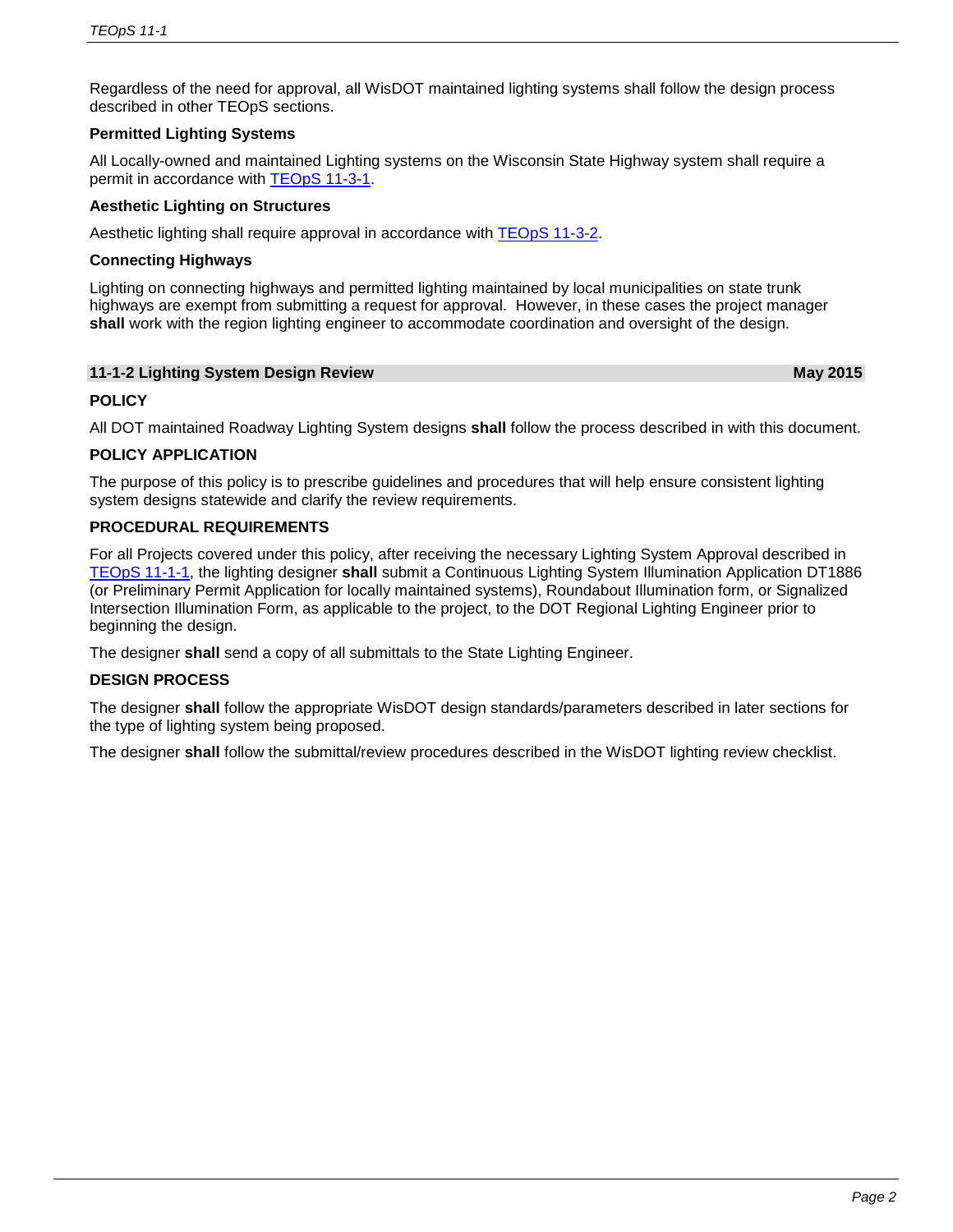Regardless of the need for approval, all WisDOT maintained lighting systems shall follow the design process described in other TEOpS sections.

**Permitted Lighting Systems**

All Locally-owned and maintained Lighting systems on the Wisconsin State Highway system shall require a permit in accordance with TEOpS 11-3-1.

**Aesthetic Lighting on Structures**

Aesthetic lighting shall require approval in accordance with TEOpS 11-3-2.

**Connecting Highways**

Lighting on connecting highways and permitted lighting maintained by local municipalities on state trunk highways are exempt from submitting a request for approval. However, in these cases the project manager **shall** work with the region lighting engineer to accommodate coordination and oversight of the design.

## 11-1-2 Lighting System Design Review — May 2015

**POLICY**

All DOT maintained Roadway Lighting System designs **shall** follow the process described in with this document.

**POLICY APPLICATION**

The purpose of this policy is to prescribe guidelines and procedures that will help ensure consistent lighting system designs statewide and clarify the review requirements.

**PROCEDURAL REQUIREMENTS**

For all Projects covered under this policy, after receiving the necessary Lighting System Approval described in TEOpS 11-1-1, the lighting designer **shall** submit a Continuous Lighting System Illumination Application DT1886 (or Preliminary Permit Application for locally maintained systems), Roundabout Illumination form, or Signalized Intersection Illumination Form, as applicable to the project, to the DOT Regional Lighting Engineer prior to beginning the design.

The designer **shall** send a copy of all submittals to the State Lighting Engineer.

**DESIGN PROCESS**

The designer **shall** follow the appropriate WisDOT design standards/parameters described in later sections for the type of lighting system being proposed.

The designer **shall** follow the submittal/review procedures described in the WisDOT lighting review checklist.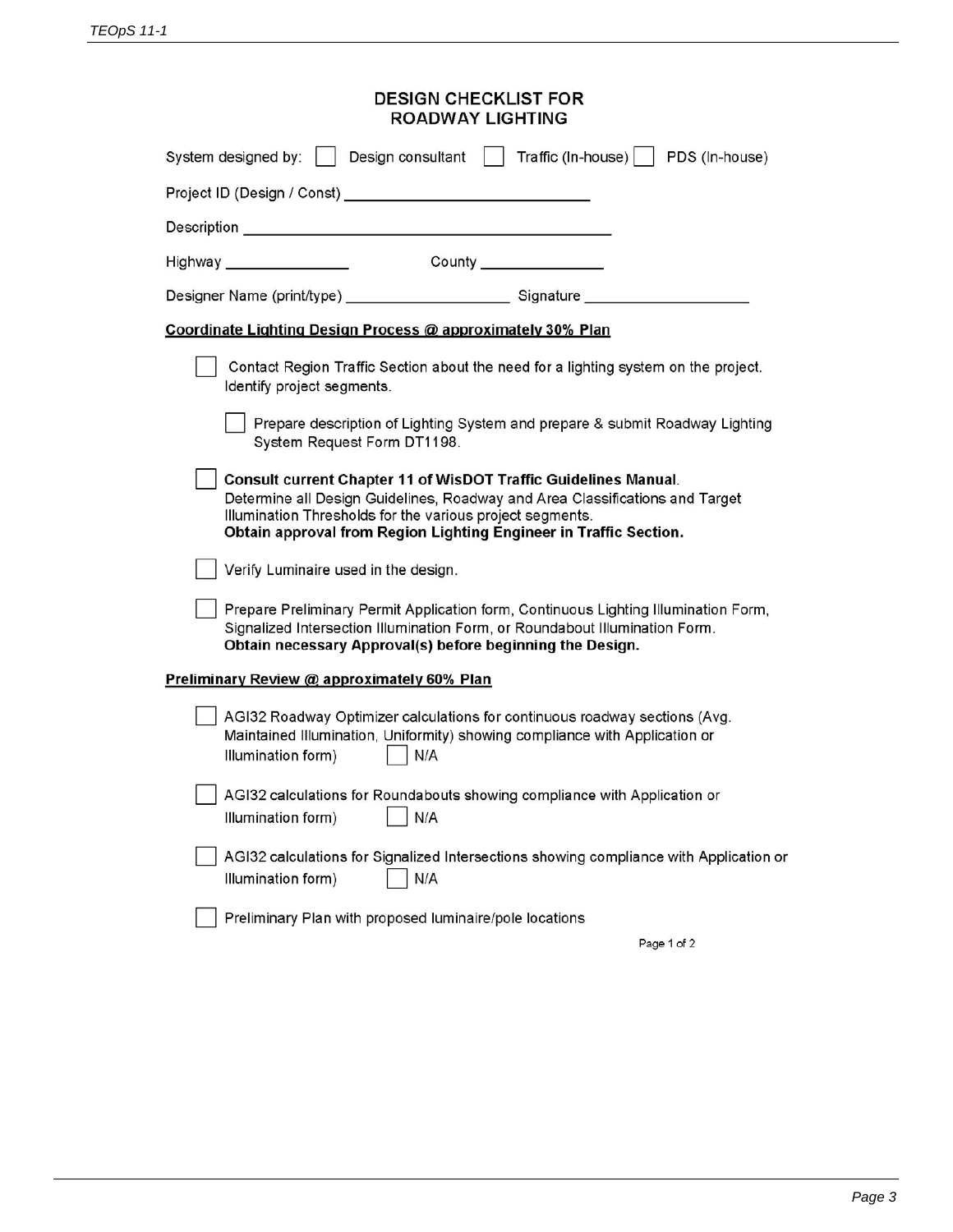## DESIGN CHECKLIST FOR ROADWAY LIGHTING

System designed by: ☐ Design consultant ☐ Traffic (In-house) ☐ PDS (In-house)

Project ID (Design / Const) ____________________________

Description ________________________________________

Highway ______________ County ______________

Designer Name (print/type) __________________ Signature __________________

**Coordinate Lighting Design Process @ approximately 30% Plan**

- ☐ Contact Region Traffic Section about the need for a lighting system on the project. Identify project segments.
  - ☐ Prepare description of Lighting System and prepare & submit Roadway Lighting System Request Form DT1198.
- ☐ **Consult current Chapter 11 of WisDOT Traffic Guidelines Manual.** Determine all Design Guidelines, Roadway and Area Classifications and Target Illumination Thresholds for the various project segments. **Obtain approval from Region Lighting Engineer in Traffic Section.**
- ☐ Verify Luminaire used in the design.
- ☐ Prepare Preliminary Permit Application form, Continuous Lighting Illumination Form, Signalized Intersection Illumination Form, or Roundabout Illumination Form. **Obtain necessary Approval(s) before beginning the Design.**

**Preliminary Review @ approximately 60% Plan**

- ☐ AGI32 Roadway Optimizer calculations for continuous roadway sections (Avg. Maintained Illumination, Uniformity) showing compliance with Application or Illumination form) ☐ N/A
- ☐ AGI32 calculations for Roundabouts showing compliance with Application or Illumination form) ☐ N/A
- ☐ AGI32 calculations for Signalized Intersections showing compliance with Application or Illumination form) ☐ N/A
- ☐ Preliminary Plan with proposed luminaire/pole locations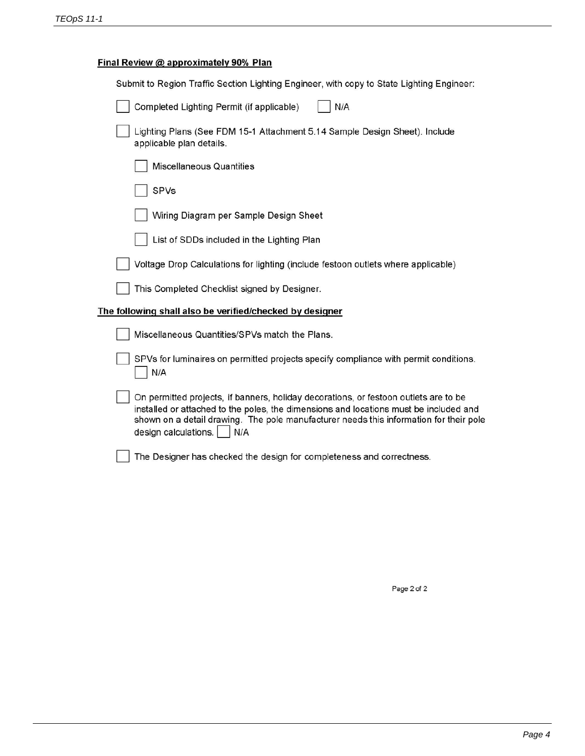**Final Review @ approximately 90% Plan**

Submit to Region Traffic Section Lighting Engineer, with copy to State Lighting Engineer:

- [ ] Completed Lighting Permit (if applicable) [ ] N/A
- [ ] Lighting Plans (See FDM 15-1 Attachment 5.14 Sample Design Sheet). Include applicable plan details.
  - [ ] Miscellaneous Quantities
  - [ ] SPVs
  - [ ] Wiring Diagram per Sample Design Sheet
  - [ ] List of SDDs included in the Lighting Plan
- [ ] Voltage Drop Calculations for lighting (include festoon outlets where applicable)
- [ ] This Completed Checklist signed by Designer.

**The following shall also be verified/checked by designer**

- [ ] Miscellaneous Quantities/SPVs match the Plans.
- [ ] SPVs for luminaires on permitted projects specify compliance with permit conditions.
  [ ] N/A
- [ ] On permitted projects, if banners, holiday decorations, or festoon outlets are to be installed or attached to the poles, the dimensions and locations must be included and shown on a detail drawing. The pole manufacturer needs this information for their pole design calculations. [ ] N/A
- [ ] The Designer has checked the design for completeness and correctness.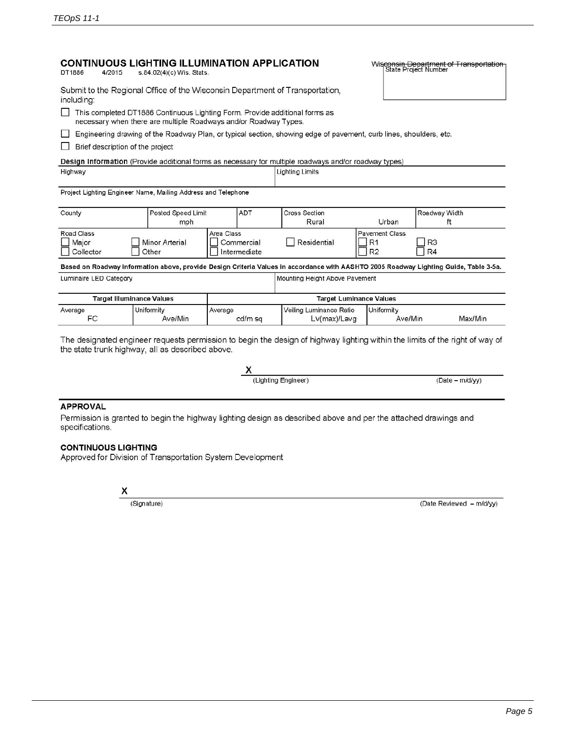## CONTINUOUS LIGHTING ILLUMINATION APPLICATION

DT1886 4/2015 s.84.02(4)(c) Wis. Stats.

Wisconsin Department of Transportation

| State Project Number |
|---|
| |

Submit to the Regional Office of the Wisconsin Department of Transportation, including:

- ☐ This completed DT1886 Continuous Lighting Form. Provide additional forms as necessary when there are multiple Roadways and/or Roadway Types.
- ☐ Engineering drawing of the Roadway Plan, or typical section, showing edge of pavement, curb lines, shoulders, etc.
- ☐ Brief description of the project

**Design Information** (Provide additional forms as necessary for multiple roadways and/or roadway types)

| Highway | Lighting Limits |
|---|---|
| | |

| Project Lighting Engineer Name, Mailing Address and Telephone |
|---|
| |

| County | Posted Speed Limit | ADT | Cross Section | | Roadway Width |
|---|---|---|---|---|---|
| | mph | | Rural | Urban | ft |

| Road Class | | Area Class | | Pavement Class | |
|---|---|---|---|---|---|
| ☐ Major | ☐ Minor Arterial | ☐ Commercial | ☐ Residential | ☐ R1 | ☐ R3 |
| ☐ Collector | ☐ Other | ☐ Intermediate | | ☐ R2 | ☐ R4 |

**Based on Roadway Information above, provide Design Criteria Values in accordance with AASHTO 2005 Roadway Lighting Guide, Table 3-5a.**

| Luminaire LED Category | Mounting Height Above Pavement |
|---|---|
| | |

| Target Illuminance Values | | Target Luminance Values | | | |
|---|---|---|---|---|---|
| Average | Uniformity | Average | Veiling Luminance Ratio | Uniformity | |
| FC | Ave/Min | cd/m sq | Lv(max)/Lavg | Ave/Min | Max/Min |

The designated engineer requests permission to begin the design of highway lighting within the limits of the right of way of the state trunk highway, all as described above.

X ______________________________
(Lighting Engineer) (Date – m/d/yy)

### APPROVAL

Permission is granted to begin the highway lighting design as described above and per the attached drawings and specifications.

**CONTINUOUS LIGHTING**
Approved for Division of Transportation System Development

X ______________________________
(Signature) (Date Reviewed – m/d/yy)